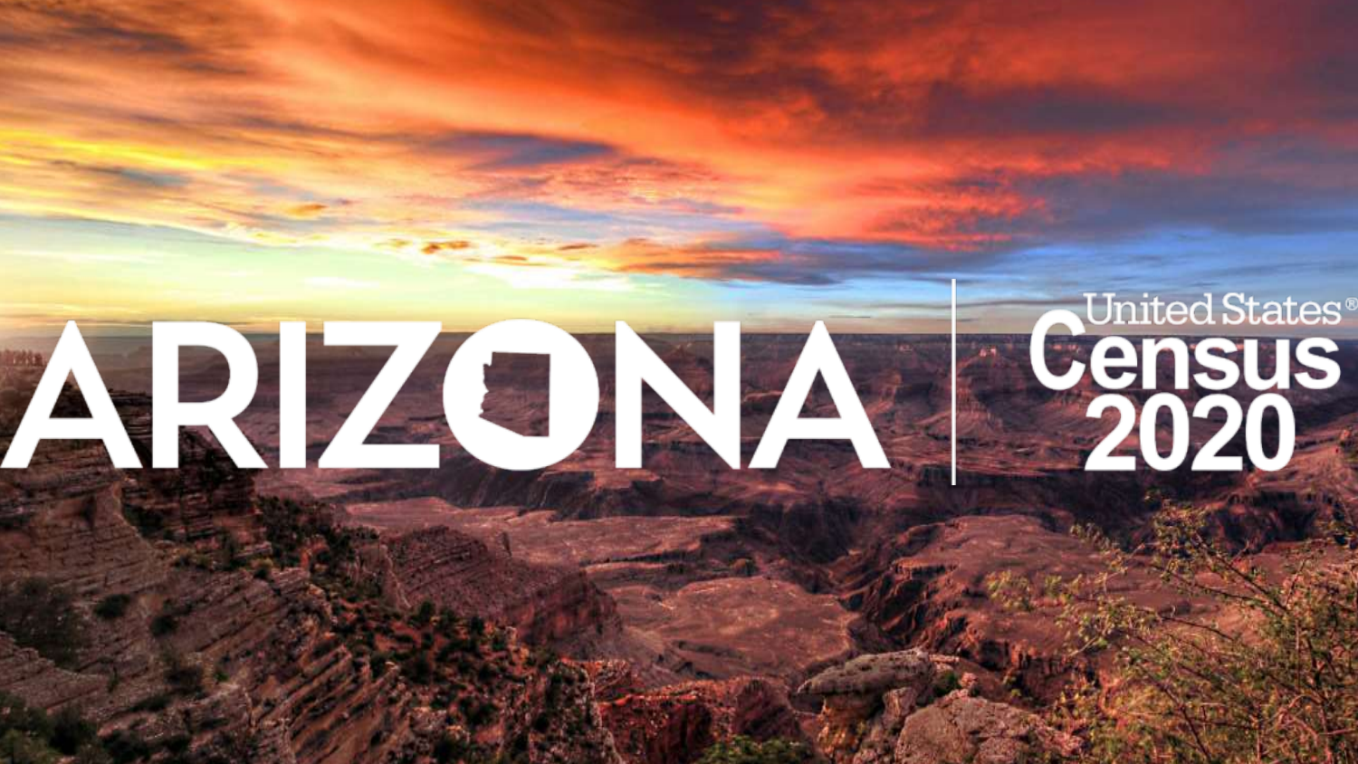# ARIZONA

United States® Census 2020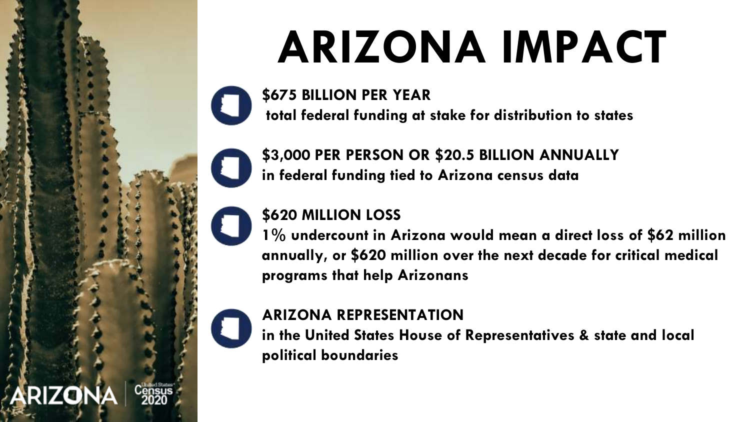# ARIZONA IMPACT

- **$675 BILLION PER YEAR**
  **total federal funding at stake for distribution to states**

- **$3,000 PER PERSON OR $20.5 BILLION ANNUALLY**
  **in federal funding tied to Arizona census data**

- **$620 MILLION LOSS**
  **1% undercount in Arizona would mean a direct loss of $62 million annually, or $620 million over the next decade for critical medical programs that help Arizonans**

- **ARIZONA REPRESENTATION**
  **in the United States House of Representatives & state and local political boundaries**

ARIZONA | United States Census 2020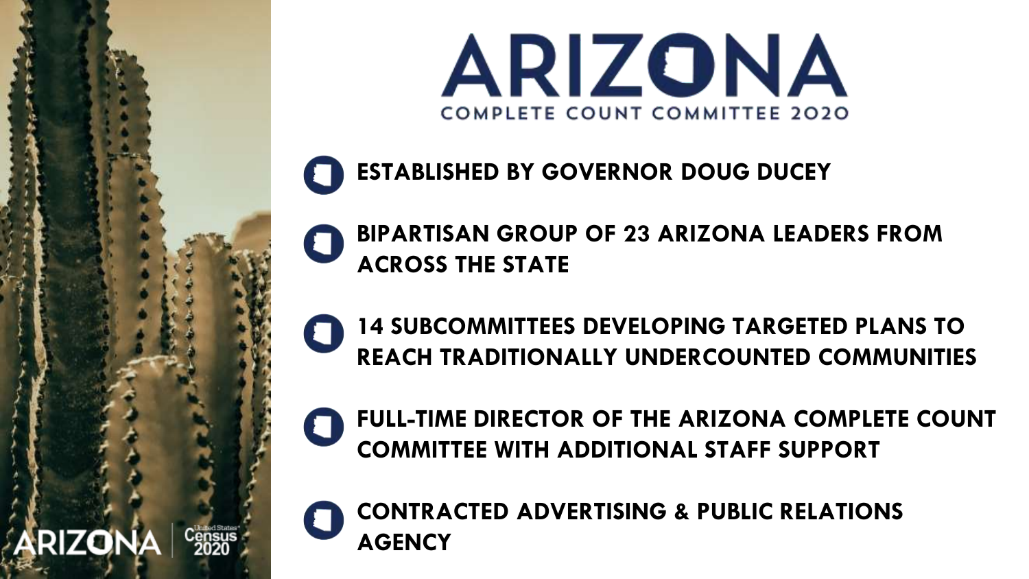# ARIZONA

## COMPLETE COUNT COMMITTEE 2020

- **ESTABLISHED BY GOVERNOR DOUG DUCEY**
- **BIPARTISAN GROUP OF 23 ARIZONA LEADERS FROM ACROSS THE STATE**
- **14 SUBCOMMITTEES DEVELOPING TARGETED PLANS TO REACH TRADITIONALLY UNDERCOUNTED COMMUNITIES**
- **FULL-TIME DIRECTOR OF THE ARIZONA COMPLETE COUNT COMMITTEE WITH ADDITIONAL STAFF SUPPORT**
- **CONTRACTED ADVERTISING & PUBLIC RELATIONS AGENCY**

ARIZONA | United States Census 2020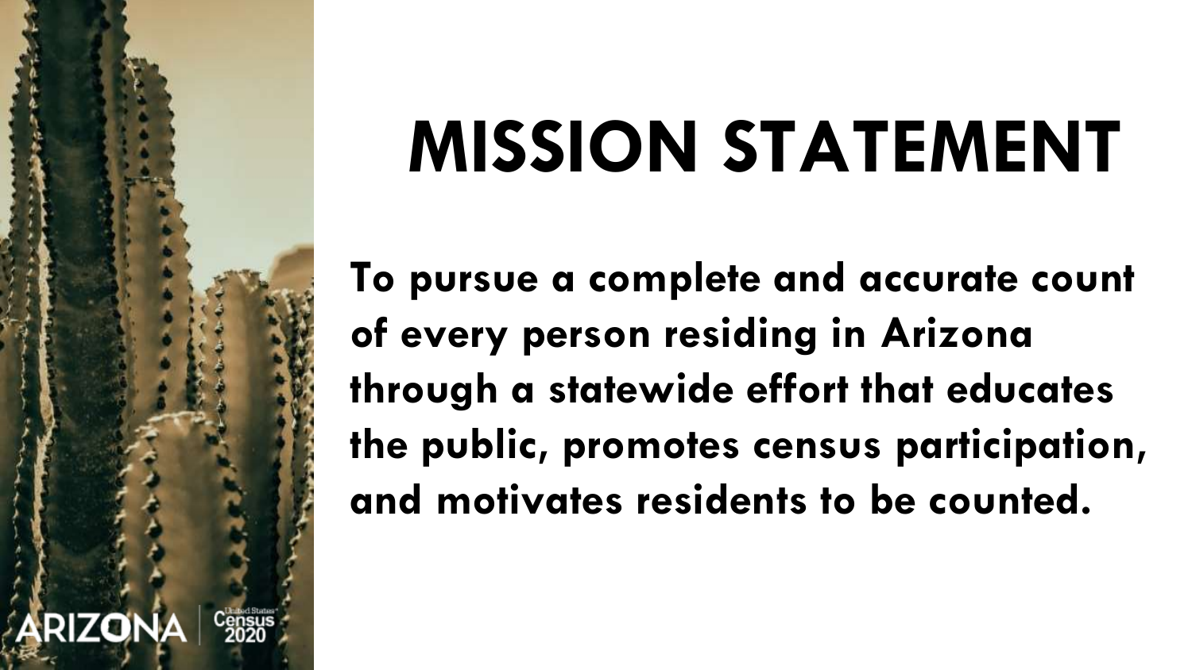# MISSION STATEMENT

**To pursue a complete and accurate count of every person residing in Arizona through a statewide effort that educates the public, promotes census participation, and motivates residents to be counted.**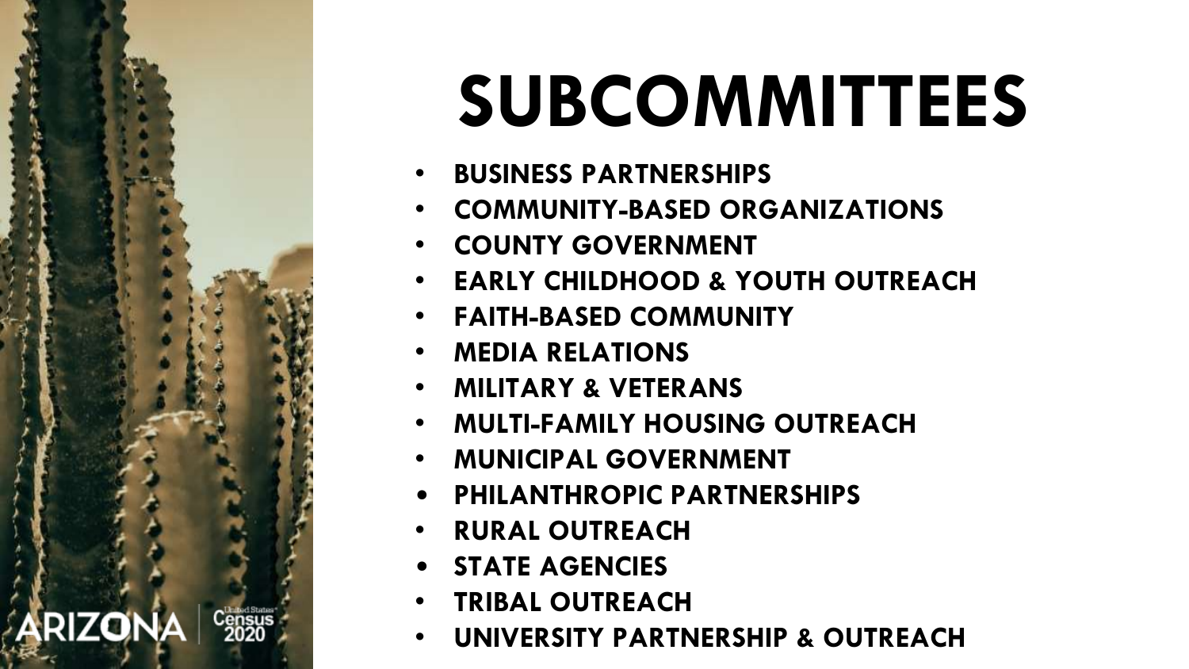# SUBCOMMITTEES

- **BUSINESS PARTNERSHIPS**
- **COMMUNITY-BASED ORGANIZATIONS**
- **COUNTY GOVERNMENT**
- **EARLY CHILDHOOD & YOUTH OUTREACH**
- **FAITH-BASED COMMUNITY**
- **MEDIA RELATIONS**
- **MILITARY & VETERANS**
- **MULTI-FAMILY HOUSING OUTREACH**
- **MUNICIPAL GOVERNMENT**
- **PHILANTHROPIC PARTNERSHIPS**
- **RURAL OUTREACH**
- **STATE AGENCIES**
- **TRIBAL OUTREACH**
- **UNIVERSITY PARTNERSHIP & OUTREACH**

ARIZONA | United States Census 2020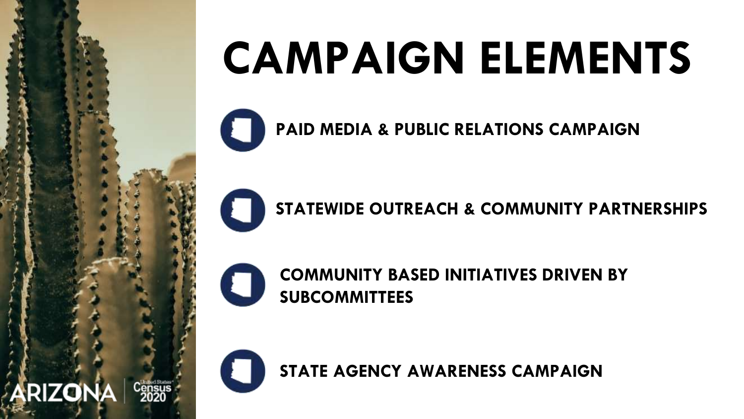# CAMPAIGN ELEMENTS

- **PAID MEDIA & PUBLIC RELATIONS CAMPAIGN**
- **STATEWIDE OUTREACH & COMMUNITY PARTNERSHIPS**
- **COMMUNITY BASED INITIATIVES DRIVEN BY SUBCOMMITTEES**
- **STATE AGENCY AWARENESS CAMPAIGN**

ARIZONA | United States Census 2020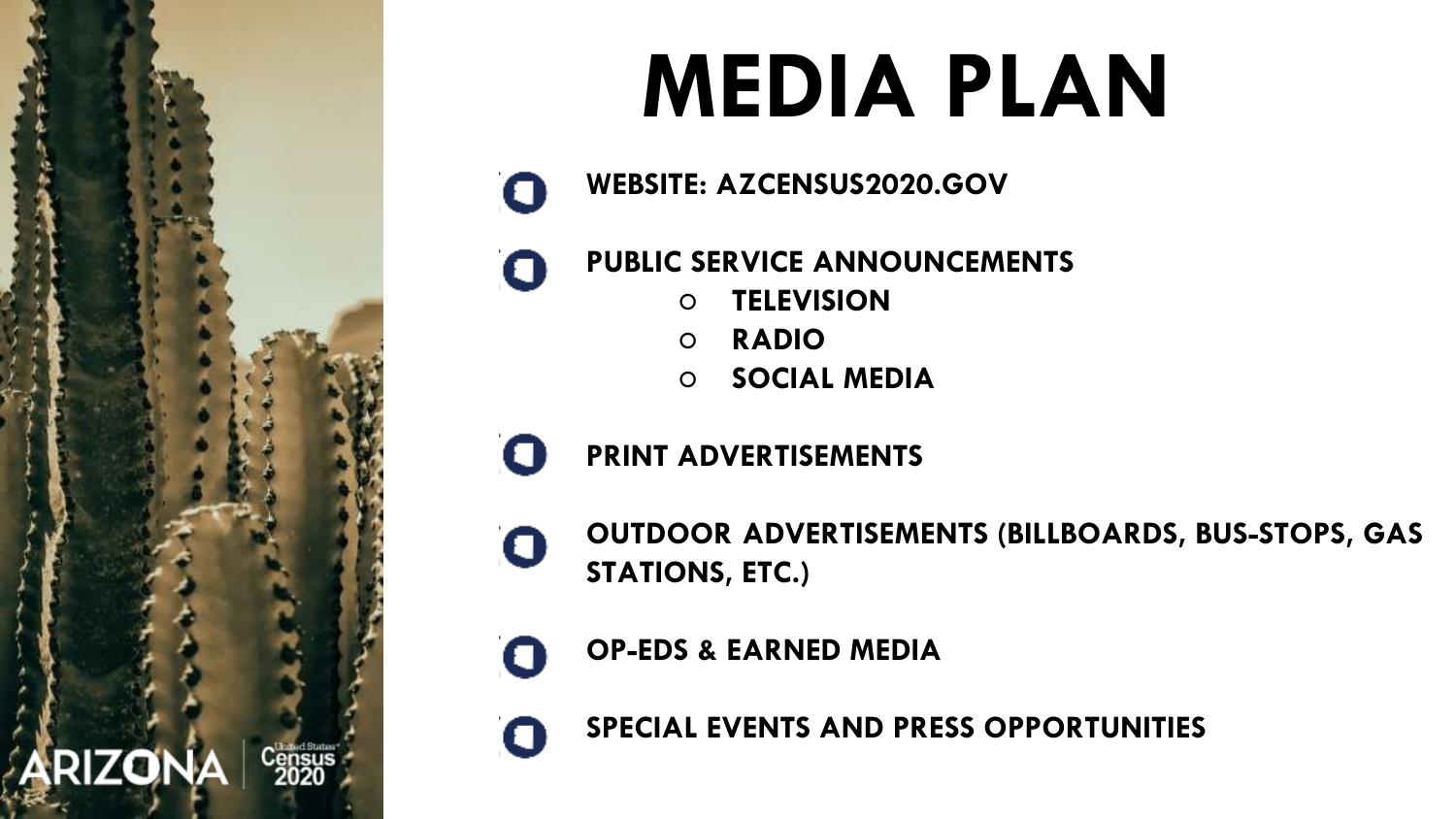# MEDIA PLAN

- **WEBSITE: AZCENSUS2020.GOV**
- **PUBLIC SERVICE ANNOUNCEMENTS**
  - **TELEVISION**
  - **RADIO**
  - **SOCIAL MEDIA**
- **PRINT ADVERTISEMENTS**
- **OUTDOOR ADVERTISEMENTS (BILLBOARDS, BUS-STOPS, GAS STATIONS, ETC.)**
- **OP-EDS & EARNED MEDIA**
- **SPECIAL EVENTS AND PRESS OPPORTUNITIES**

ARIZONA | United States Census 2020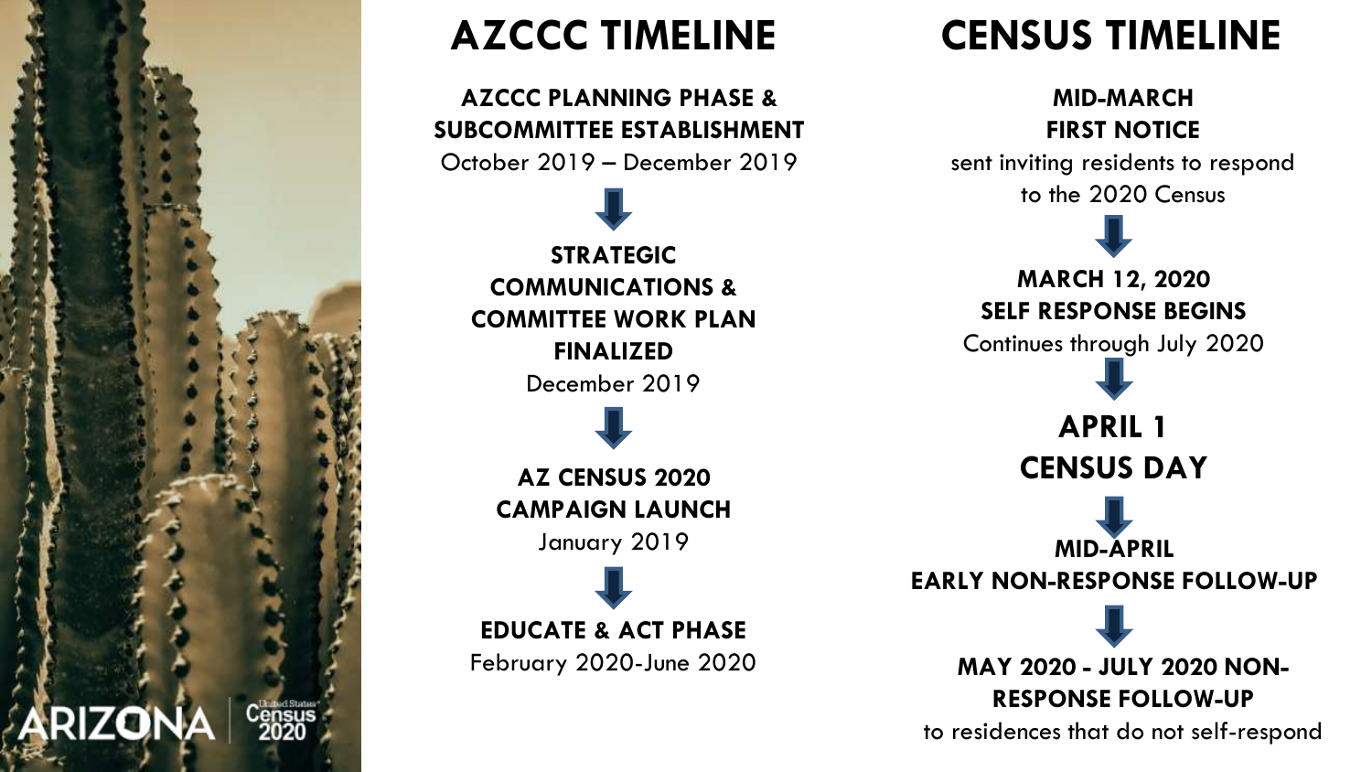## AZCCC TIMELINE

**AZCCC PLANNING PHASE & SUBCOMMITTEE ESTABLISHMENT**
October 2019 – December 2019

↓

**STRATEGIC COMMUNICATIONS & COMMITTEE WORK PLAN FINALIZED**
December 2019

↓

**AZ CENSUS 2020 CAMPAIGN LAUNCH**
January 2019

↓

**EDUCATE & ACT PHASE**
February 2020-June 2020

## CENSUS TIMELINE

**MID-MARCH**
**FIRST NOTICE**
sent inviting residents to respond to the 2020 Census

↓

**MARCH 12, 2020**
**SELF RESPONSE BEGINS**
Continues through July 2020

↓

**APRIL 1**
**CENSUS DAY**

↓

**MID-APRIL**
**EARLY NON-RESPONSE FOLLOW-UP**

↓

**MAY 2020 - JULY 2020 NON-RESPONSE FOLLOW-UP**
to residences that do not self-respond

ARIZONA | United States Census 2020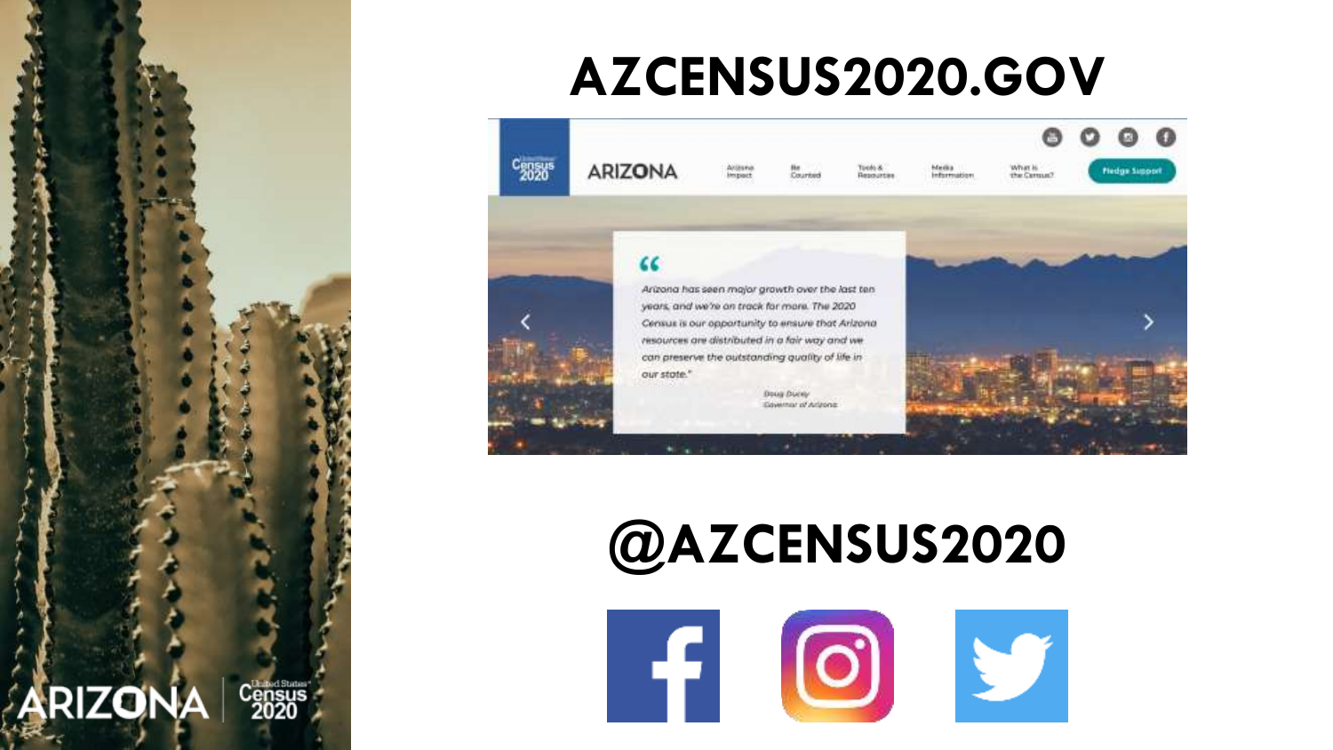# AZCENSUS2020.GOV

# @AZCENSUS2020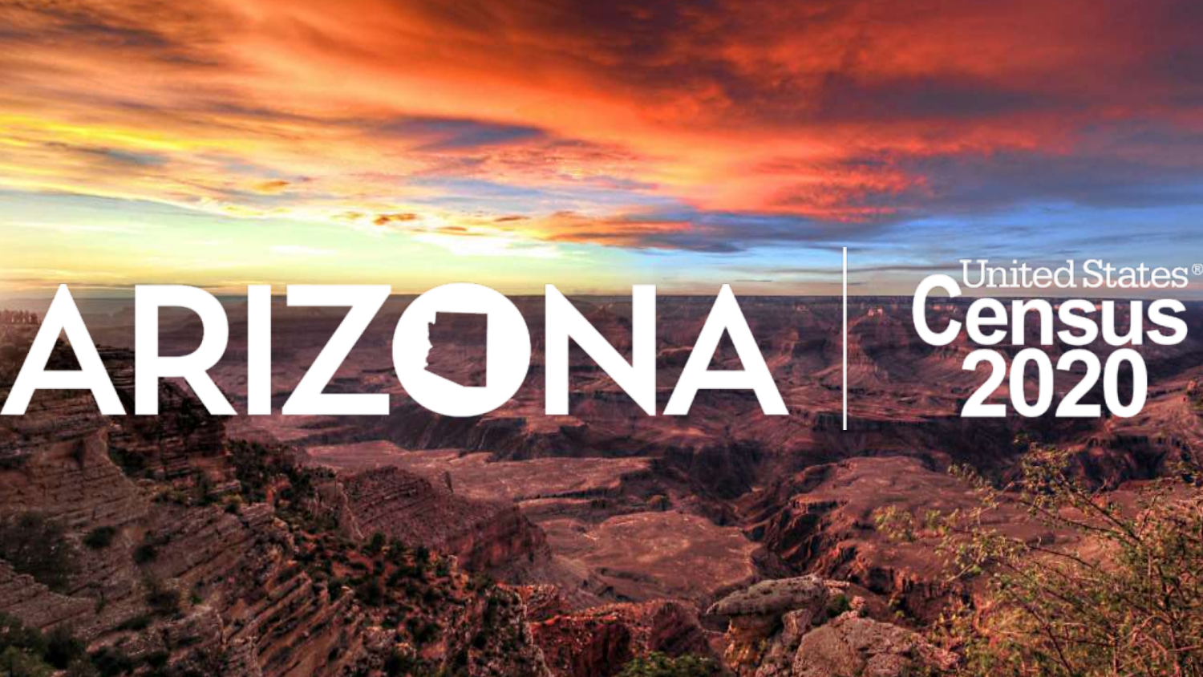ARIZONA

United States® Census 2020